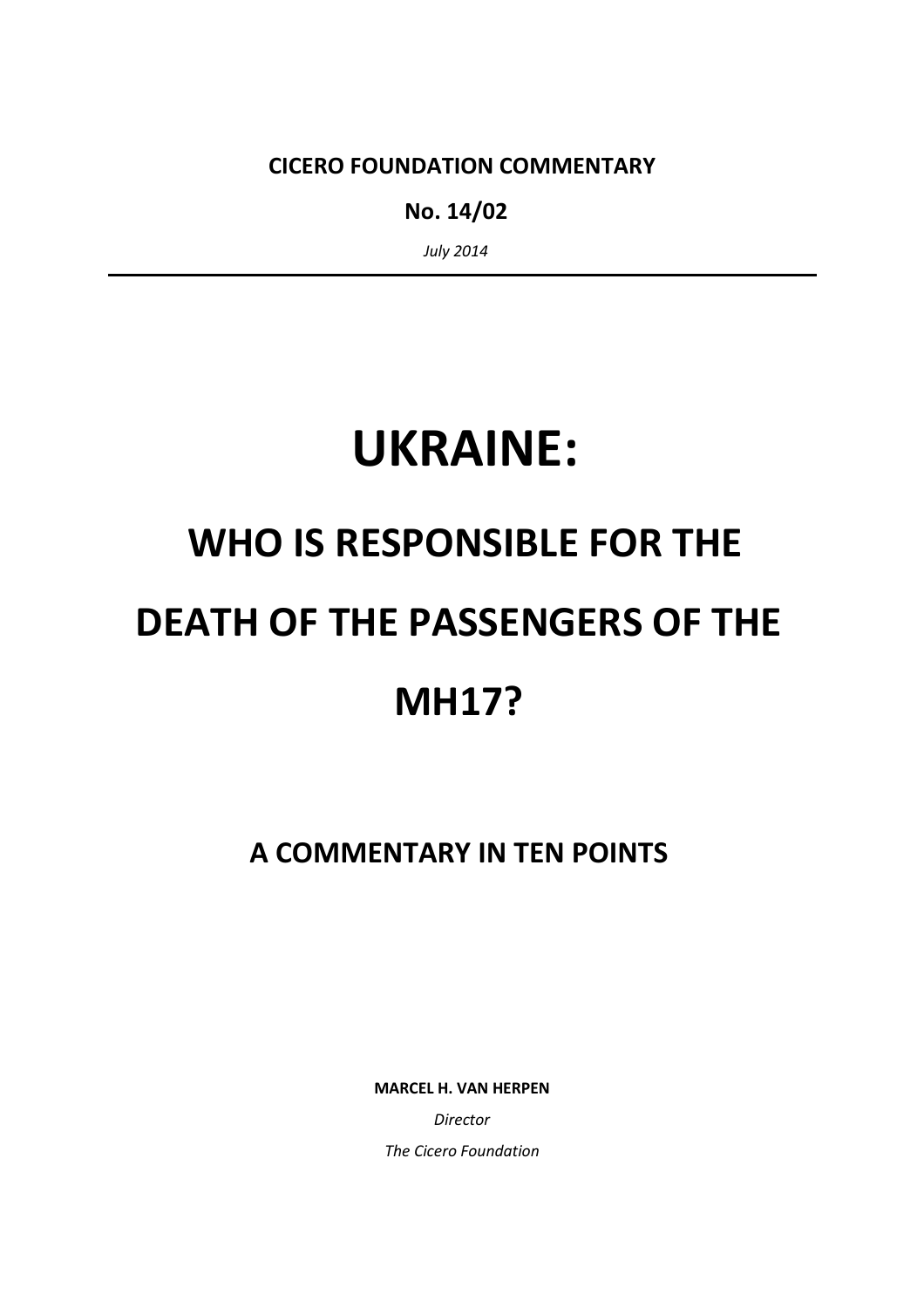**CICERO FOUNDATION COMMENTARY**

**No. 14/02**

*July 2014*

---

# UKRAINE:

# WHO IS RESPONSIBLE FOR THE DEATH OF THE PASSENGERS OF THE MH17?

## A COMMENTARY IN TEN POINTS

**MARCEL H. VAN HERPEN**

*Director*

*The Cicero Foundation*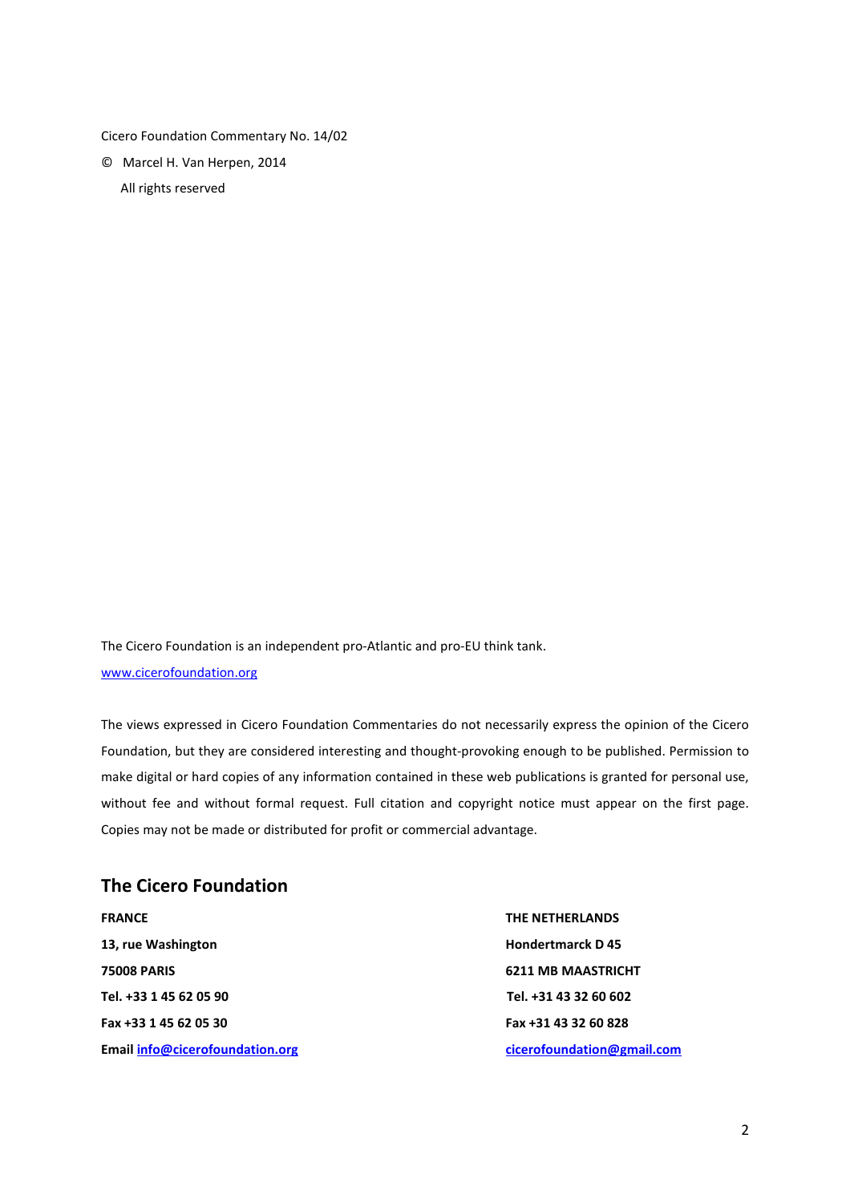Cicero Foundation Commentary No. 14/02

© Marcel H. Van Herpen, 2014

All rights reserved

The Cicero Foundation is an independent pro-Atlantic and pro-EU think tank.

www.cicerofoundation.org

The views expressed in Cicero Foundation Commentaries do not necessarily express the opinion of the Cicero Foundation, but they are considered interesting and thought-provoking enough to be published. Permission to make digital or hard copies of any information contained in these web publications is granted for personal use, without fee and without formal request. Full citation and copyright notice must appear on the first page. Copies may not be made or distributed for profit or commercial advantage.

## The Cicero Foundation

**FRANCE**

**13, rue Washington**

**75008 PARIS**

**Tel. +33 1 45 62 05 90**

**Fax +33 1 45 62 05 30**

**Email info@cicerofoundation.org**

**THE NETHERLANDS**

**Hondertmarck D 45**

**6211 MB MAASTRICHT**

**Tel. +31 43 32 60 602**

**Fax +31 43 32 60 828**

**cicerofoundation@gmail.com**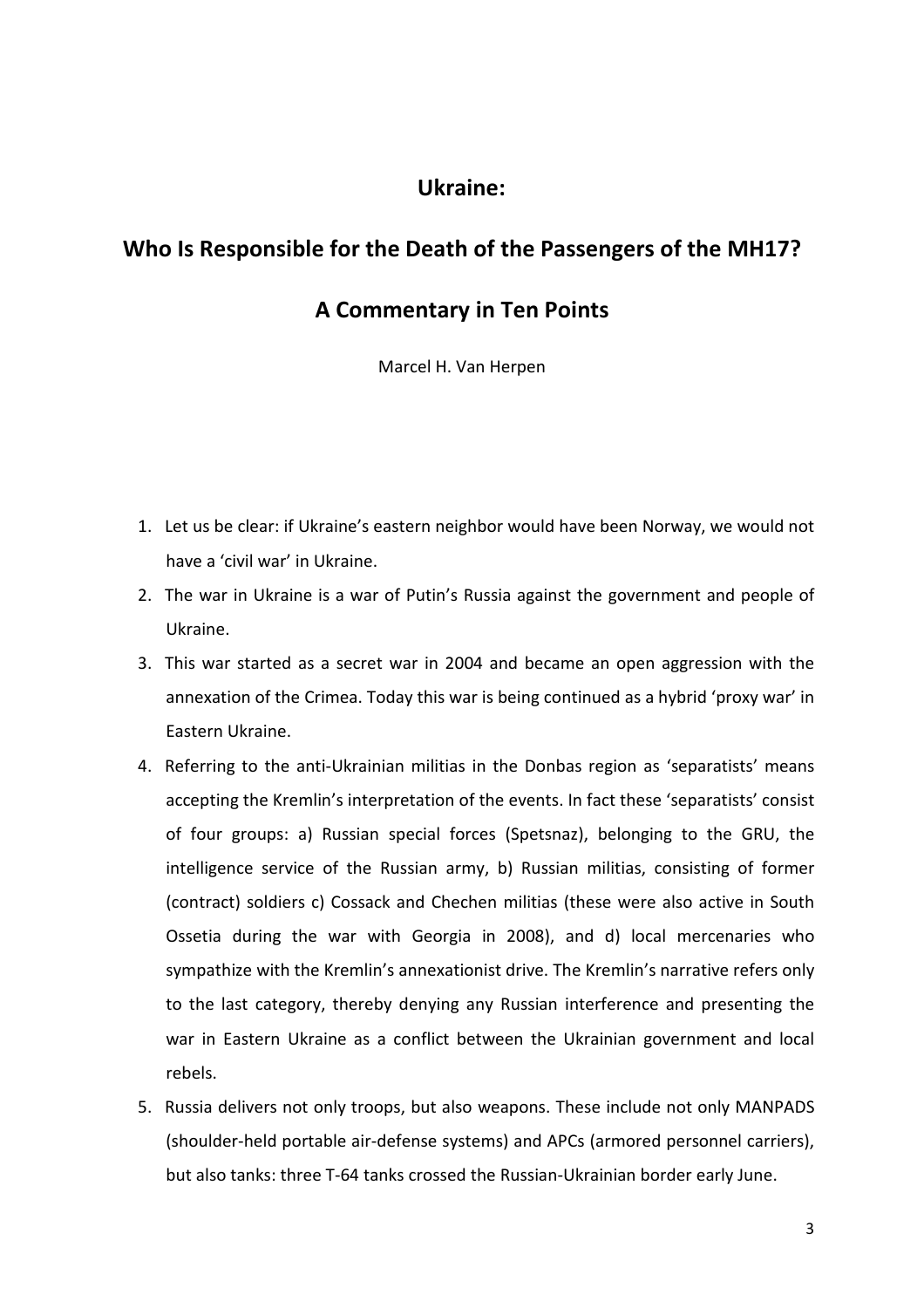# Ukraine:

# Who Is Responsible for the Death of the Passengers of the MH17?

# A Commentary in Ten Points

Marcel H. Van Herpen

1. Let us be clear: if Ukraine's eastern neighbor would have been Norway, we would not have a 'civil war' in Ukraine.
2. The war in Ukraine is a war of Putin's Russia against the government and people of Ukraine.
3. This war started as a secret war in 2004 and became an open aggression with the annexation of the Crimea. Today this war is being continued as a hybrid 'proxy war' in Eastern Ukraine.
4. Referring to the anti-Ukrainian militias in the Donbas region as 'separatists' means accepting the Kremlin's interpretation of the events. In fact these 'separatists' consist of four groups: a) Russian special forces (Spetsnaz), belonging to the GRU, the intelligence service of the Russian army, b) Russian militias, consisting of former (contract) soldiers c) Cossack and Chechen militias (these were also active in South Ossetia during the war with Georgia in 2008), and d) local mercenaries who sympathize with the Kremlin's annexationist drive. The Kremlin's narrative refers only to the last category, thereby denying any Russian interference and presenting the war in Eastern Ukraine as a conflict between the Ukrainian government and local rebels.
5. Russia delivers not only troops, but also weapons. These include not only MANPADS (shoulder-held portable air-defense systems) and APCs (armored personnel carriers), but also tanks: three T-64 tanks crossed the Russian-Ukrainian border early June.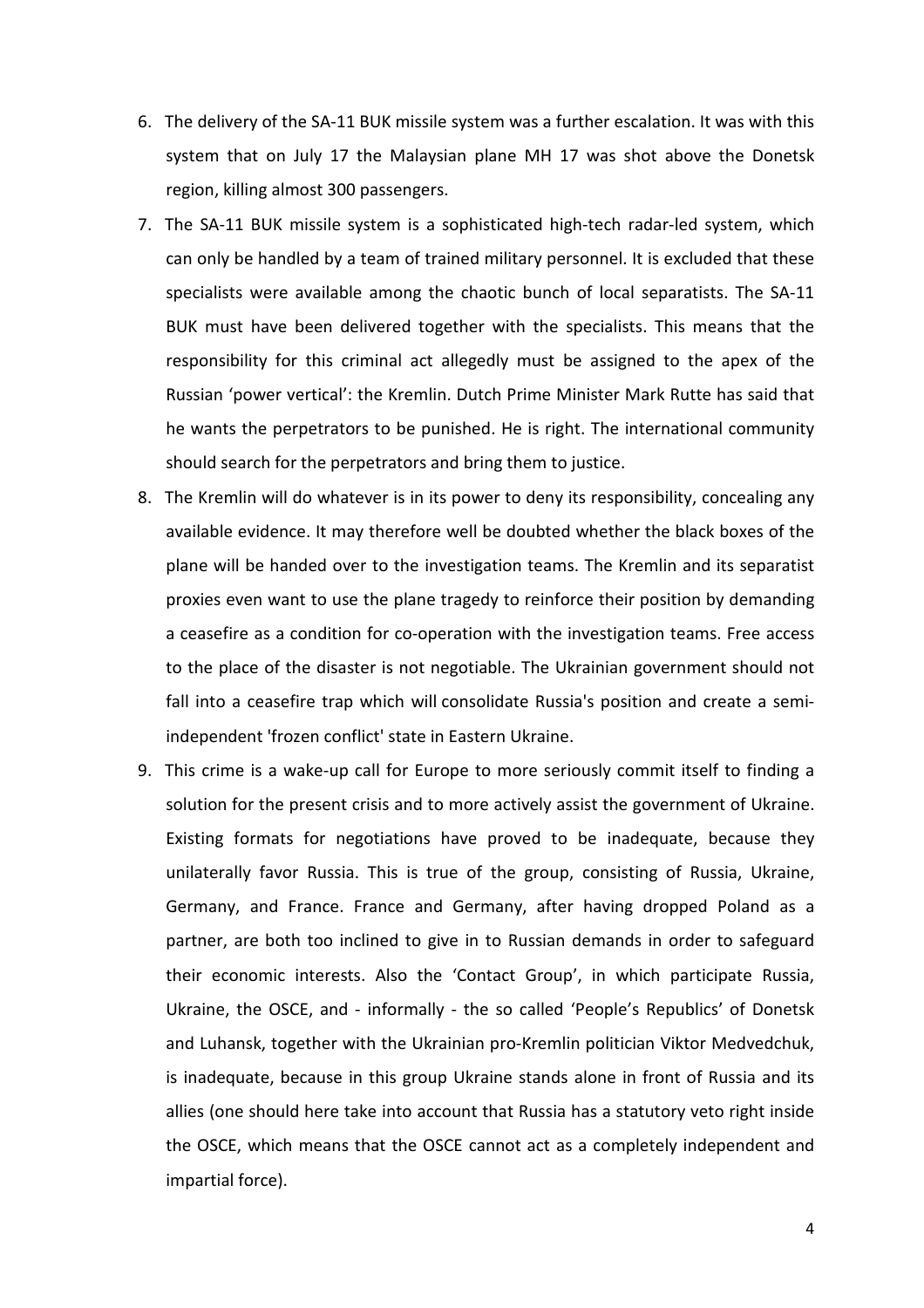6. The delivery of the SA-11 BUK missile system was a further escalation. It was with this system that on July 17 the Malaysian plane MH 17 was shot above the Donetsk region, killing almost 300 passengers.
7. The SA-11 BUK missile system is a sophisticated high-tech radar-led system, which can only be handled by a team of trained military personnel. It is excluded that these specialists were available among the chaotic bunch of local separatists. The SA-11 BUK must have been delivered together with the specialists. This means that the responsibility for this criminal act allegedly must be assigned to the apex of the Russian 'power vertical': the Kremlin. Dutch Prime Minister Mark Rutte has said that he wants the perpetrators to be punished. He is right. The international community should search for the perpetrators and bring them to justice.
8. The Kremlin will do whatever is in its power to deny its responsibility, concealing any available evidence. It may therefore well be doubted whether the black boxes of the plane will be handed over to the investigation teams. The Kremlin and its separatist proxies even want to use the plane tragedy to reinforce their position by demanding a ceasefire as a condition for co-operation with the investigation teams. Free access to the place of the disaster is not negotiable. The Ukrainian government should not fall into a ceasefire trap which will consolidate Russia's position and create a semi-independent 'frozen conflict' state in Eastern Ukraine.
9. This crime is a wake-up call for Europe to more seriously commit itself to finding a solution for the present crisis and to more actively assist the government of Ukraine. Existing formats for negotiations have proved to be inadequate, because they unilaterally favor Russia. This is true of the group, consisting of Russia, Ukraine, Germany, and France. France and Germany, after having dropped Poland as a partner, are both too inclined to give in to Russian demands in order to safeguard their economic interests. Also the 'Contact Group', in which participate Russia, Ukraine, the OSCE, and - informally - the so called 'People's Republics' of Donetsk and Luhansk, together with the Ukrainian pro-Kremlin politician Viktor Medvedchuk, is inadequate, because in this group Ukraine stands alone in front of Russia and its allies (one should here take into account that Russia has a statutory veto right inside the OSCE, which means that the OSCE cannot act as a completely independent and impartial force).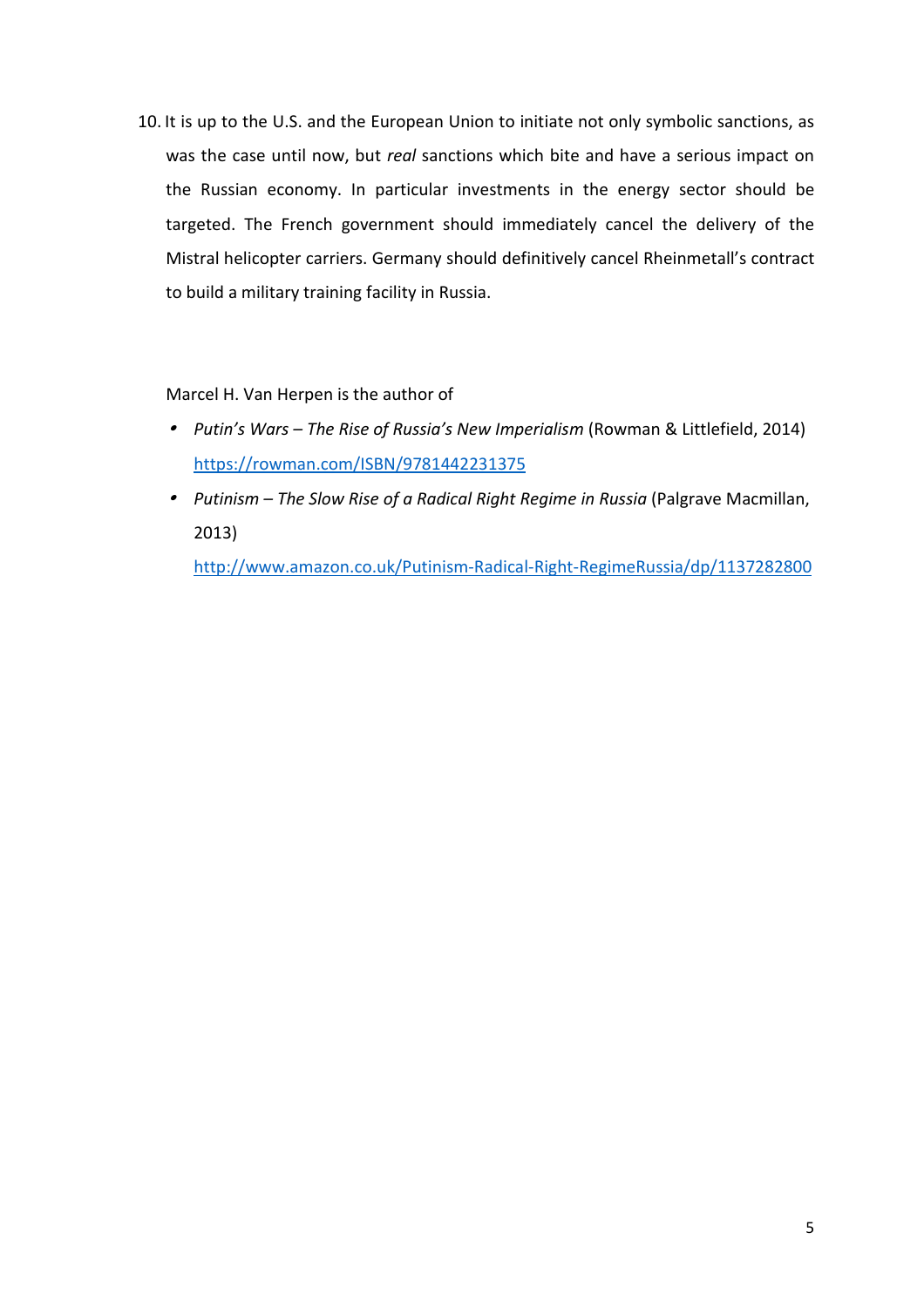10. It is up to the U.S. and the European Union to initiate not only symbolic sanctions, as was the case until now, but *real* sanctions which bite and have a serious impact on the Russian economy. In particular investments in the energy sector should be targeted. The French government should immediately cancel the delivery of the Mistral helicopter carriers. Germany should definitively cancel Rheinmetall's contract to build a military training facility in Russia.

Marcel H. Van Herpen is the author of

- *Putin's Wars – The Rise of Russia's New Imperialism* (Rowman & Littlefield, 2014) https://rowman.com/ISBN/9781442231375
- *Putinism – The Slow Rise of a Radical Right Regime in Russia* (Palgrave Macmillan, 2013) http://www.amazon.co.uk/Putinism-Radical-Right-RegimeRussia/dp/1137282800